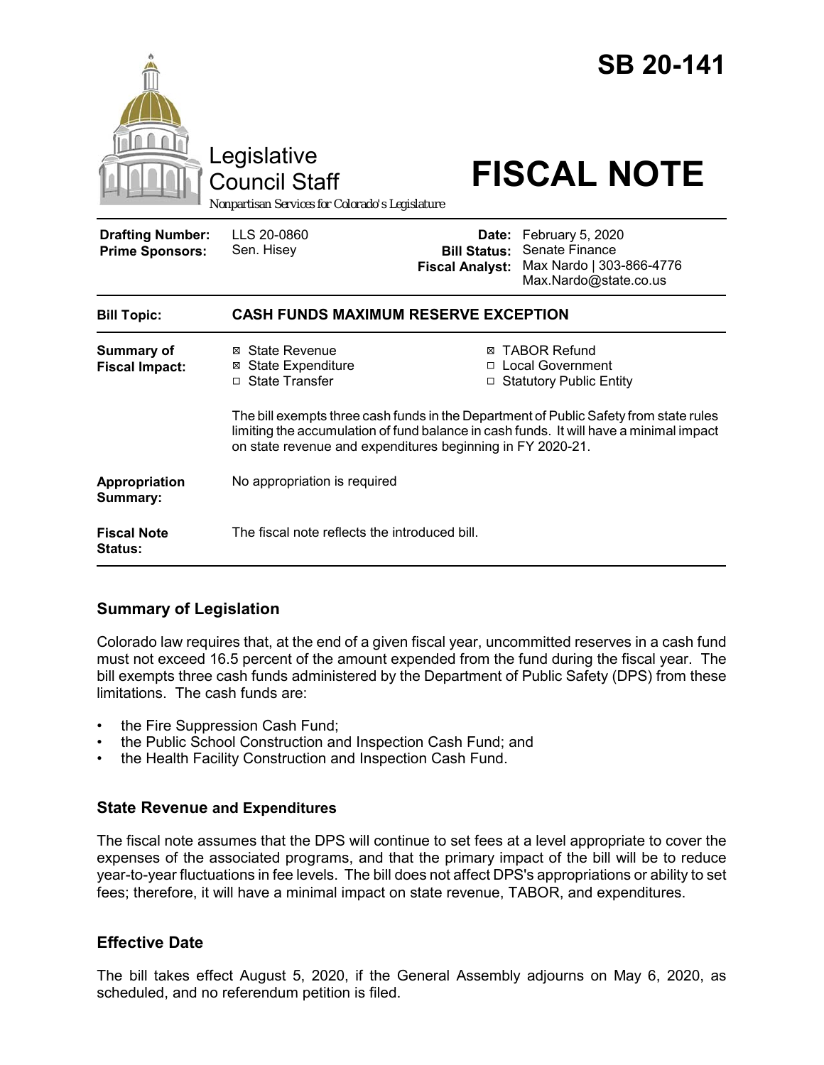# SB 20-141

Legislative Council Staff

*Nonpartisan Services for Colorado's Legislature*

# FISCAL NOTE

| | | | |
|---|---|---|---|
| **Drafting Number:** | LLS 20-0860 | **Date:** | February 5, 2020 |
| **Prime Sponsors:** | Sen. Hisey | **Bill Status:** | Senate Finance |
| | | **Fiscal Analyst:** | Max Nardo \| 303-866-4776 Max.Nardo@state.co.us |

| | |
|---|---|
| **Bill Topic:** | **CASH FUNDS MAXIMUM RESERVE EXCEPTION** |
| **Summary of Fiscal Impact:** | ☒ State Revenue ☒ State Expenditure ☐ State Transfer ☒ TABOR Refund ☐ Local Government ☐ Statutory Public Entity<br><br>The bill exempts three cash funds in the Department of Public Safety from state rules limiting the accumulation of fund balance in cash funds. It will have a minimal impact on state revenue and expenditures beginning in FY 2020-21. |
| **Appropriation Summary:** | No appropriation is required |
| **Fiscal Note Status:** | The fiscal note reflects the introduced bill. |

## Summary of Legislation

Colorado law requires that, at the end of a given fiscal year, uncommitted reserves in a cash fund must not exceed 16.5 percent of the amount expended from the fund during the fiscal year. The bill exempts three cash funds administered by the Department of Public Safety (DPS) from these limitations. The cash funds are:

- the Fire Suppression Cash Fund;
- the Public School Construction and Inspection Cash Fund; and
- the Health Facility Construction and Inspection Cash Fund.

## State Revenue and Expenditures

The fiscal note assumes that the DPS will continue to set fees at a level appropriate to cover the expenses of the associated programs, and that the primary impact of the bill will be to reduce year-to-year fluctuations in fee levels. The bill does not affect DPS's appropriations or ability to set fees; therefore, it will have a minimal impact on state revenue, TABOR, and expenditures.

## Effective Date

The bill takes effect August 5, 2020, if the General Assembly adjourns on May 6, 2020, as scheduled, and no referendum petition is filed.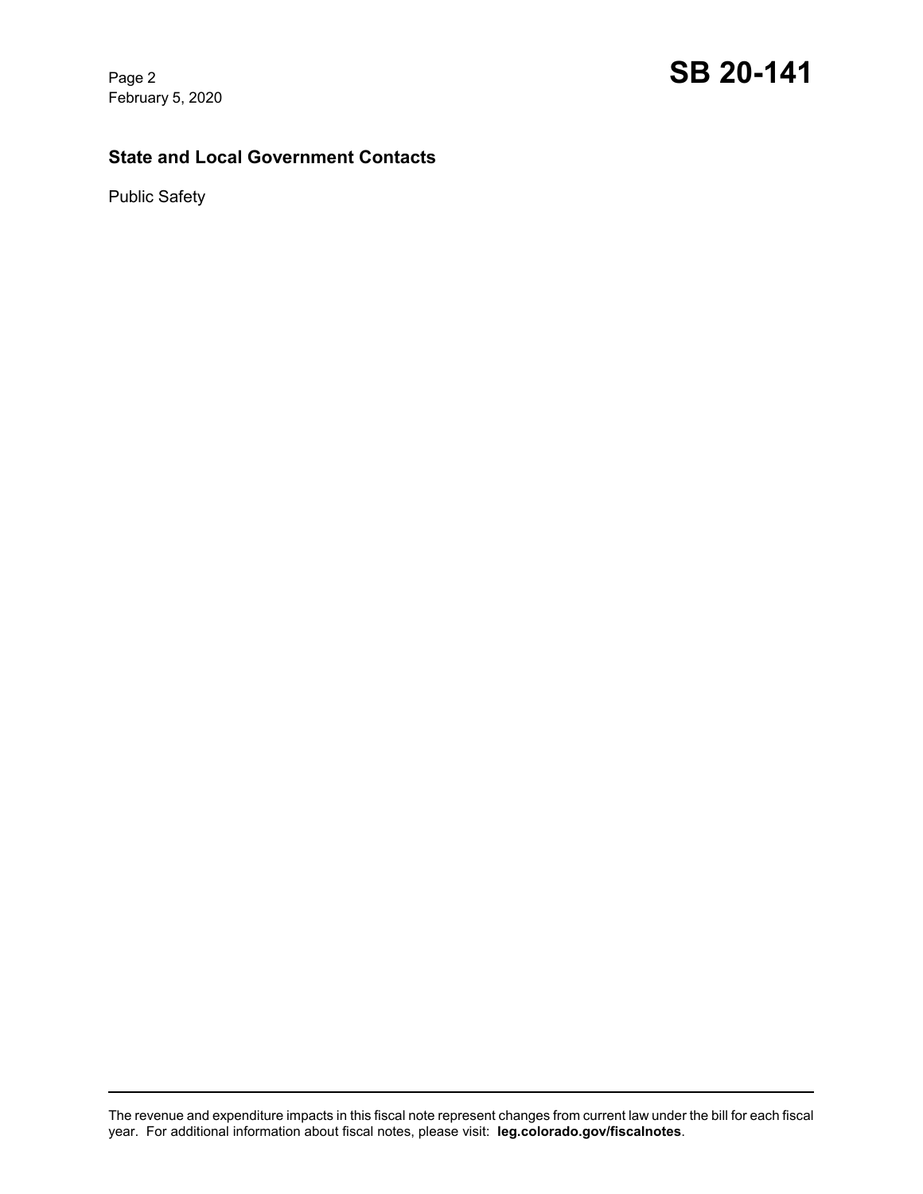## State and Local Government Contacts

Public Safety

The revenue and expenditure impacts in this fiscal note represent changes from current law under the bill for each fiscal year. For additional information about fiscal notes, please visit: **leg.colorado.gov/fiscalnotes**.